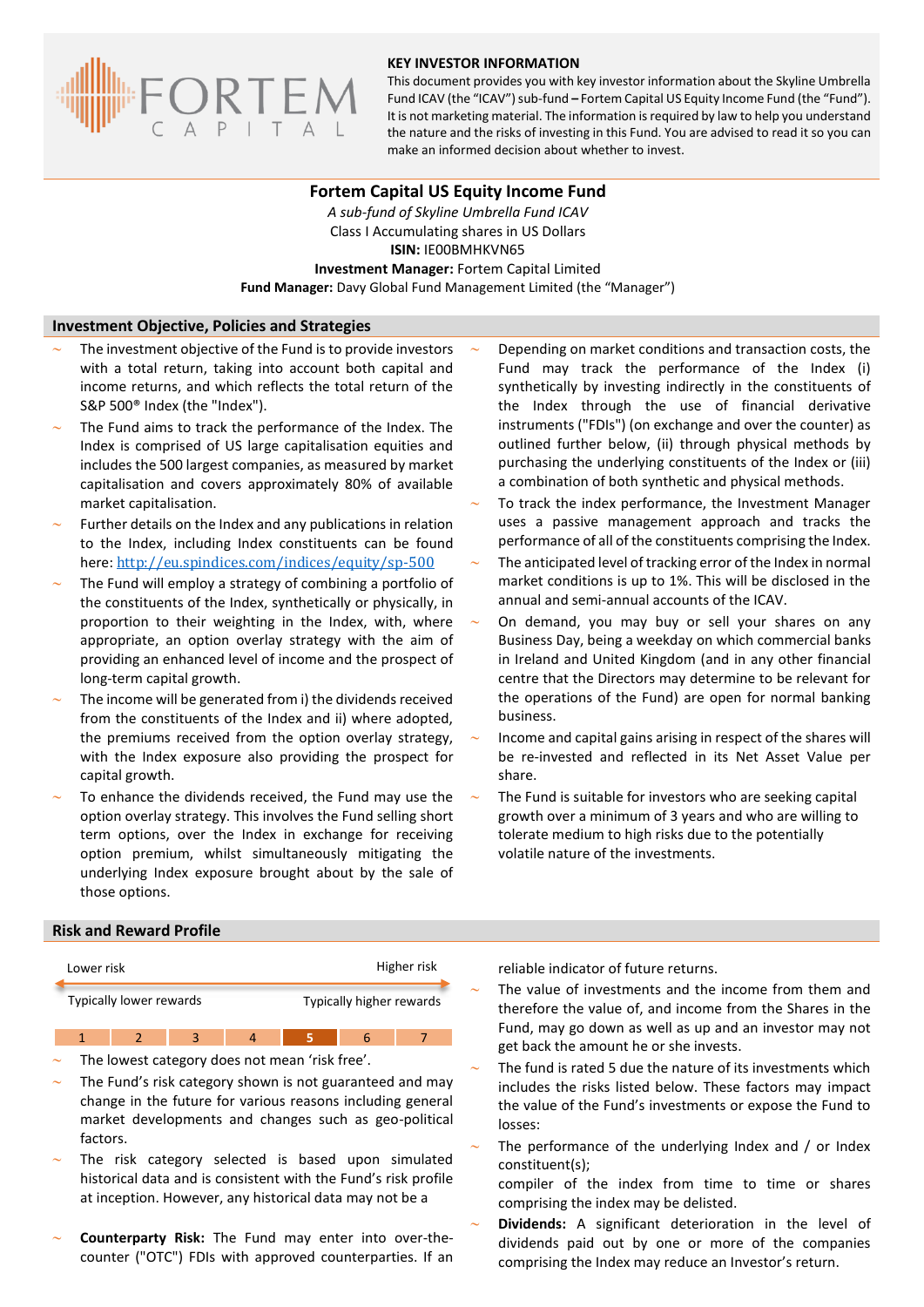**KEY INVESTOR INFORMATION**

This document provides you with key investor information about the Skyline Umbrella Fund ICAV (the "ICAV") sub-fund – Fortem Capital US Equity Income Fund (the "Fund"). It is not marketing material. The information is required by law to help you understand the nature and the risks of investing in this Fund. You are advised to read it so you can make an informed decision about whether to invest.

# Fortem Capital US Equity Income Fund

*A sub-fund of Skyline Umbrella Fund ICAV*
Class I Accumulating shares in US Dollars
**ISIN:** IE00BMHKVN65
**Investment Manager:** Fortem Capital Limited
**Fund Manager:** Davy Global Fund Management Limited (the "Manager")

## Investment Objective, Policies and Strategies

- The investment objective of the Fund is to provide investors with a total return, taking into account both capital and income returns, and which reflects the total return of the S&P 500® Index (the "Index").
- The Fund aims to track the performance of the Index. The Index is comprised of US large capitalisation equities and includes the 500 largest companies, as measured by market capitalisation and covers approximately 80% of available market capitalisation.
- Further details on the Index and any publications in relation to the Index, including Index constituents can be found here: http://eu.spindices.com/indices/equity/sp-500
- The Fund will employ a strategy of combining a portfolio of the constituents of the Index, synthetically or physically, in proportion to their weighting in the Index, with, where appropriate, an option overlay strategy with the aim of providing an enhanced level of income and the prospect of long-term capital growth.
- The income will be generated from i) the dividends received from the constituents of the Index and ii) where adopted, the premiums received from the option overlay strategy, with the Index exposure also providing the prospect for capital growth.
- To enhance the dividends received, the Fund may use the option overlay strategy. This involves the Fund selling short term options, over the Index in exchange for receiving option premium, whilst simultaneously mitigating the underlying Index exposure brought about by the sale of those options.
- Depending on market conditions and transaction costs, the Fund may track the performance of the Index (i) synthetically by investing indirectly in the constituents of the Index through the use of financial derivative instruments ("FDIs") (on exchange and over the counter) as outlined further below, (ii) through physical methods by purchasing the underlying constituents of the Index or (iii) a combination of both synthetic and physical methods.
- To track the index performance, the Investment Manager uses a passive management approach and tracks the performance of all of the constituents comprising the Index.
- The anticipated level of tracking error of the Index in normal market conditions is up to 1%. This will be disclosed in the annual and semi-annual accounts of the ICAV.
- On demand, you may buy or sell your shares on any Business Day, being a weekday on which commercial banks in Ireland and United Kingdom (and in any other financial centre that the Directors may determine to be relevant for the operations of the Fund) are open for normal banking business.
- Income and capital gains arising in respect of the shares will be re-invested and reflected in its Net Asset Value per share.
- The Fund is suitable for investors who are seeking capital growth over a minimum of 3 years and who are willing to tolerate medium to high risks due to the potentially volatile nature of the investments.

## Risk and Reward Profile

| Lower risk | | | | | | Higher risk |
|---|---|---|---|---|---|---|
| Typically lower rewards | | | | | | Typically higher rewards |
| 1 | 2 | 3 | 4 | **5** | 6 | 7 |

- The lowest category does not mean 'risk free'.
- The Fund's risk category shown is not guaranteed and may change in the future for various reasons including general market developments and changes such as geo-political factors.
- The risk category selected is based upon simulated historical data and is consistent with the Fund's risk profile at inception. However, any historical data may not be a reliable indicator of future returns.
- The value of investments and the income from them and therefore the value of, and income from the Shares in the Fund, may go down as well as up and an investor may not get back the amount he or she invests.
- The fund is rated 5 due the nature of its investments which includes the risks listed below. These factors may impact the value of the Fund's investments or expose the Fund to losses:
- The performance of the underlying Index and / or Index constituent(s);
  compiler of the index from time to time or shares comprising the index may be delisted.
- **Dividends:** A significant deterioration in the level of dividends paid out by one or more of the companies comprising the Index may reduce an Investor's return.
- **Counterparty Risk:** The Fund may enter into over-the-counter ("OTC") FDIs with approved counterparties. If an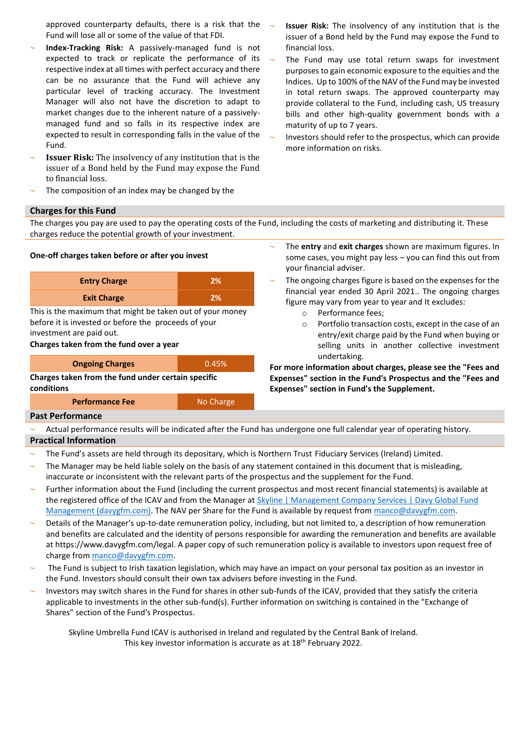approved counterparty defaults, there is a risk that the Fund will lose all or some of the value of that FDI.

- **Index-Tracking Risk:** A passively-managed fund is not expected to track or replicate the performance of its respective index at all times with perfect accuracy and there can be no assurance that the Fund will achieve any particular level of tracking accuracy. The Investment Manager will also not have the discretion to adapt to market changes due to the inherent nature of a passively-managed fund and so falls in its respective index are expected to result in corresponding falls in the value of the Fund.
- **Issuer Risk:** The insolvency of any institution that is the issuer of a Bond held by the Fund may expose the Fund to financial loss.
- The composition of an index may be changed by the
- **Issuer Risk:** The insolvency of any institution that is the issuer of a Bond held by the Fund may expose the Fund to financial loss.
- The Fund may use total return swaps for investment purposes to gain economic exposure to the equities and the Indices. Up to 100% of the NAV of the Fund may be invested in total return swaps. The approved counterparty may provide collateral to the Fund, including cash, US treasury bills and other high-quality government bonds with a maturity of up to 7 years.
- Investors should refer to the prospectus, which can provide more information on risks.

## Charges for this Fund

The charges you pay are used to pay the operating costs of the Fund, including the costs of marketing and distributing it. These charges reduce the potential growth of your investment.

**One-off charges taken before or after you invest**

| | |
|---|---|
| **Entry Charge** | **2%** |
| **Exit Charge** | **2%** |

This is the maximum that might be taken out of your money before it is invested or before the proceeds of your investment are paid out.

**Charges taken from the fund over a year**

| | |
|---|---|
| **Ongoing Charges** | 0.45% |

**Charges taken from the fund under certain specific conditions**

| | |
|---|---|
| **Performance Fee** | No Charge |

- The **entry** and **exit charges** shown are maximum figures. In some cases, you might pay less – you can find this out from your financial adviser.
- The ongoing charges figure is based on the expenses for the financial year ended 30 April 2021.. The ongoing charges figure may vary from year to year and It excludes:
  - Performance fees;
  - Portfolio transaction costs, except in the case of an entry/exit charge paid by the Fund when buying or selling units in another collective investment undertaking.

**For more information about charges, please see the "Fees and Expenses" section in the Fund's Prospectus and the "Fees and Expenses" section in Fund's the Supplement.**

## Past Performance

- Actual performance results will be indicated after the Fund has undergone one full calendar year of operating history.

## Practical Information

- The Fund's assets are held through its depositary, which is Northern Trust Fiduciary Services (Ireland) Limited.
- The Manager may be held liable solely on the basis of any statement contained in this document that is misleading, inaccurate or inconsistent with the relevant parts of the prospectus and the supplement for the Fund.
- Further information about the Fund (including the current prospectus and most recent financial statements) is available at the registered office of the ICAV and from the Manager at [Skyline | Management Company Services | Davy Global Fund Management (davygfm.com)](davygfm.com). The NAV per Share for the Fund is available by request from manco@davygfm.com.
- Details of the Manager's up-to-date remuneration policy, including, but not limited to, a description of how remuneration and benefits are calculated and the identity of persons responsible for awarding the remuneration and benefits are available at https://www.davygfm.com/legal. A paper copy of such remuneration policy is available to investors upon request free of charge from manco@davygfm.com.
- The Fund is subject to Irish taxation legislation, which may have an impact on your personal tax position as an investor in the Fund. Investors should consult their own tax advisers before investing in the Fund.
- Investors may switch shares in the Fund for shares in other sub-funds of the ICAV, provided that they satisfy the criteria applicable to investments in the other sub-fund(s). Further information on switching is contained in the "Exchange of Shares" section of the Fund's Prospectus.

Skyline Umbrella Fund ICAV is authorised in Ireland and regulated by the Central Bank of Ireland.
This key investor information is accurate as at 18th February 2022.